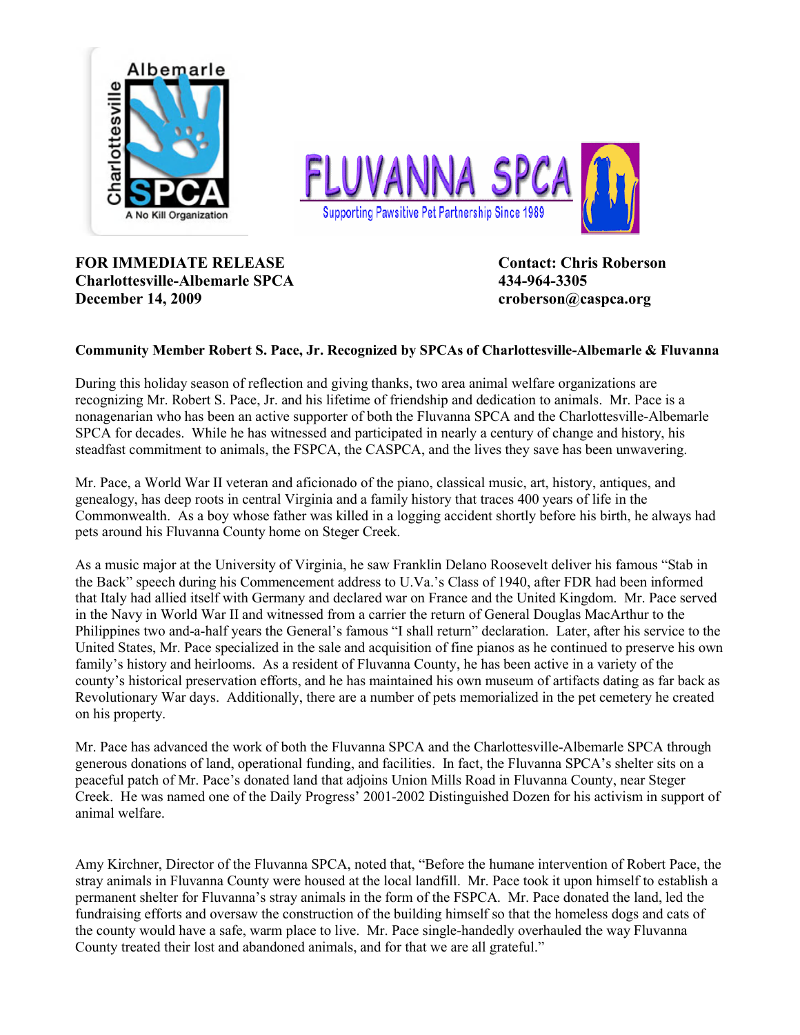**FOR IMMEDIATE RELEASE**
**Charlottesville-Albemarle SPCA**
**December 14, 2009**

**Contact: Chris Roberson**
**434-964-3305**
**croberson@caspca.org**

**Community Member Robert S. Pace, Jr. Recognized by SPCAs of Charlottesville-Albemarle & Fluvanna**

During this holiday season of reflection and giving thanks, two area animal welfare organizations are recognizing Mr. Robert S. Pace, Jr. and his lifetime of friendship and dedication to animals. Mr. Pace is a nonagenarian who has been an active supporter of both the Fluvanna SPCA and the Charlottesville-Albemarle SPCA for decades. While he has witnessed and participated in nearly a century of change and history, his steadfast commitment to animals, the FSPCA, the CASPCA, and the lives they save has been unwavering.

Mr. Pace, a World War II veteran and aficionado of the piano, classical music, art, history, antiques, and genealogy, has deep roots in central Virginia and a family history that traces 400 years of life in the Commonwealth. As a boy whose father was killed in a logging accident shortly before his birth, he always had pets around his Fluvanna County home on Steger Creek.

As a music major at the University of Virginia, he saw Franklin Delano Roosevelt deliver his famous "Stab in the Back" speech during his Commencement address to U.Va.'s Class of 1940, after FDR had been informed that Italy had allied itself with Germany and declared war on France and the United Kingdom. Mr. Pace served in the Navy in World War II and witnessed from a carrier the return of General Douglas MacArthur to the Philippines two and-a-half years the General's famous "I shall return" declaration. Later, after his service to the United States, Mr. Pace specialized in the sale and acquisition of fine pianos as he continued to preserve his own family's history and heirlooms. As a resident of Fluvanna County, he has been active in a variety of the county's historical preservation efforts, and he has maintained his own museum of artifacts dating as far back as Revolutionary War days. Additionally, there are a number of pets memorialized in the pet cemetery he created on his property.

Mr. Pace has advanced the work of both the Fluvanna SPCA and the Charlottesville-Albemarle SPCA through generous donations of land, operational funding, and facilities. In fact, the Fluvanna SPCA's shelter sits on a peaceful patch of Mr. Pace's donated land that adjoins Union Mills Road in Fluvanna County, near Steger Creek. He was named one of the Daily Progress' 2001-2002 Distinguished Dozen for his activism in support of animal welfare.

Amy Kirchner, Director of the Fluvanna SPCA, noted that, "Before the humane intervention of Robert Pace, the stray animals in Fluvanna County were housed at the local landfill. Mr. Pace took it upon himself to establish a permanent shelter for Fluvanna's stray animals in the form of the FSPCA. Mr. Pace donated the land, led the fundraising efforts and oversaw the construction of the building himself so that the homeless dogs and cats of the county would have a safe, warm place to live. Mr. Pace single-handedly overhauled the way Fluvanna County treated their lost and abandoned animals, and for that we are all grateful."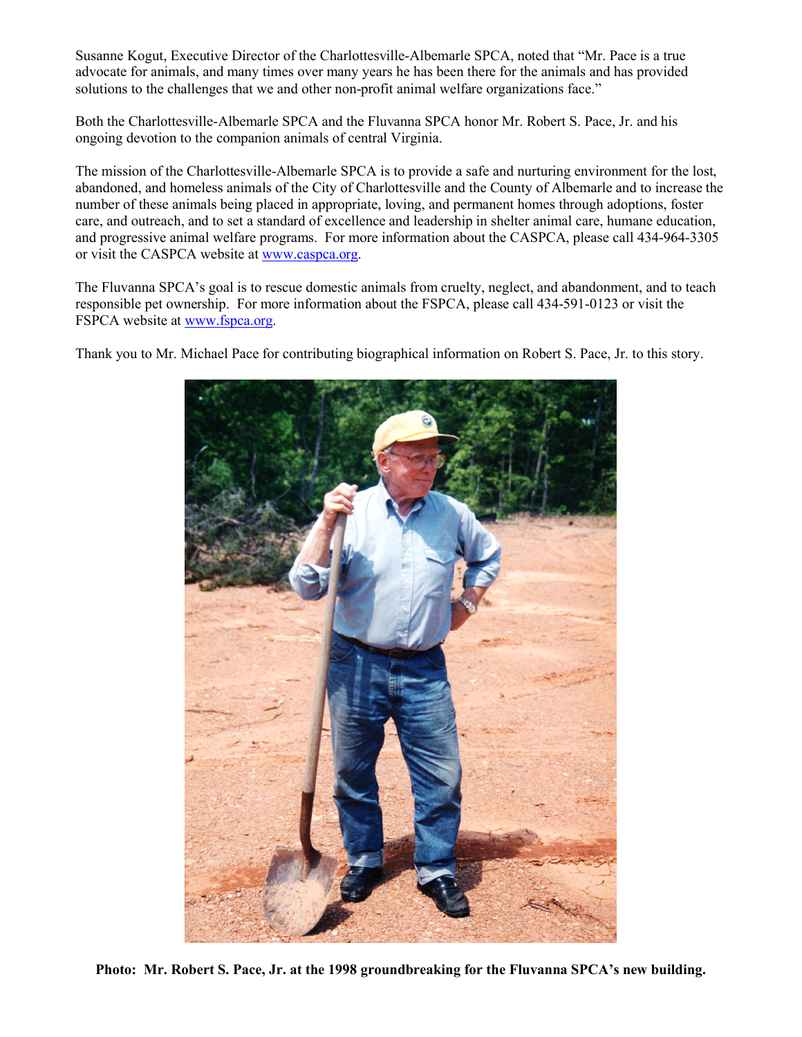Susanne Kogut, Executive Director of the Charlottesville-Albemarle SPCA, noted that "Mr. Pace is a true advocate for animals, and many times over many years he has been there for the animals and has provided solutions to the challenges that we and other non-profit animal welfare organizations face."

Both the Charlottesville-Albemarle SPCA and the Fluvanna SPCA honor Mr. Robert S. Pace, Jr. and his ongoing devotion to the companion animals of central Virginia.

The mission of the Charlottesville-Albemarle SPCA is to provide a safe and nurturing environment for the lost, abandoned, and homeless animals of the City of Charlottesville and the County of Albemarle and to increase the number of these animals being placed in appropriate, loving, and permanent homes through adoptions, foster care, and outreach, and to set a standard of excellence and leadership in shelter animal care, humane education, and progressive animal welfare programs. For more information about the CASPCA, please call 434-964-3305 or visit the CASPCA website at [www.caspca.org](http://www.caspca.org).

The Fluvanna SPCA's goal is to rescue domestic animals from cruelty, neglect, and abandonment, and to teach responsible pet ownership. For more information about the FSPCA, please call 434-591-0123 or visit the FSPCA website at [www.fspca.org](http://www.fspca.org).

Thank you to Mr. Michael Pace for contributing biographical information on Robert S. Pace, Jr. to this story.

**Photo: Mr. Robert S. Pace, Jr. at the 1998 groundbreaking for the Fluvanna SPCA's new building.**